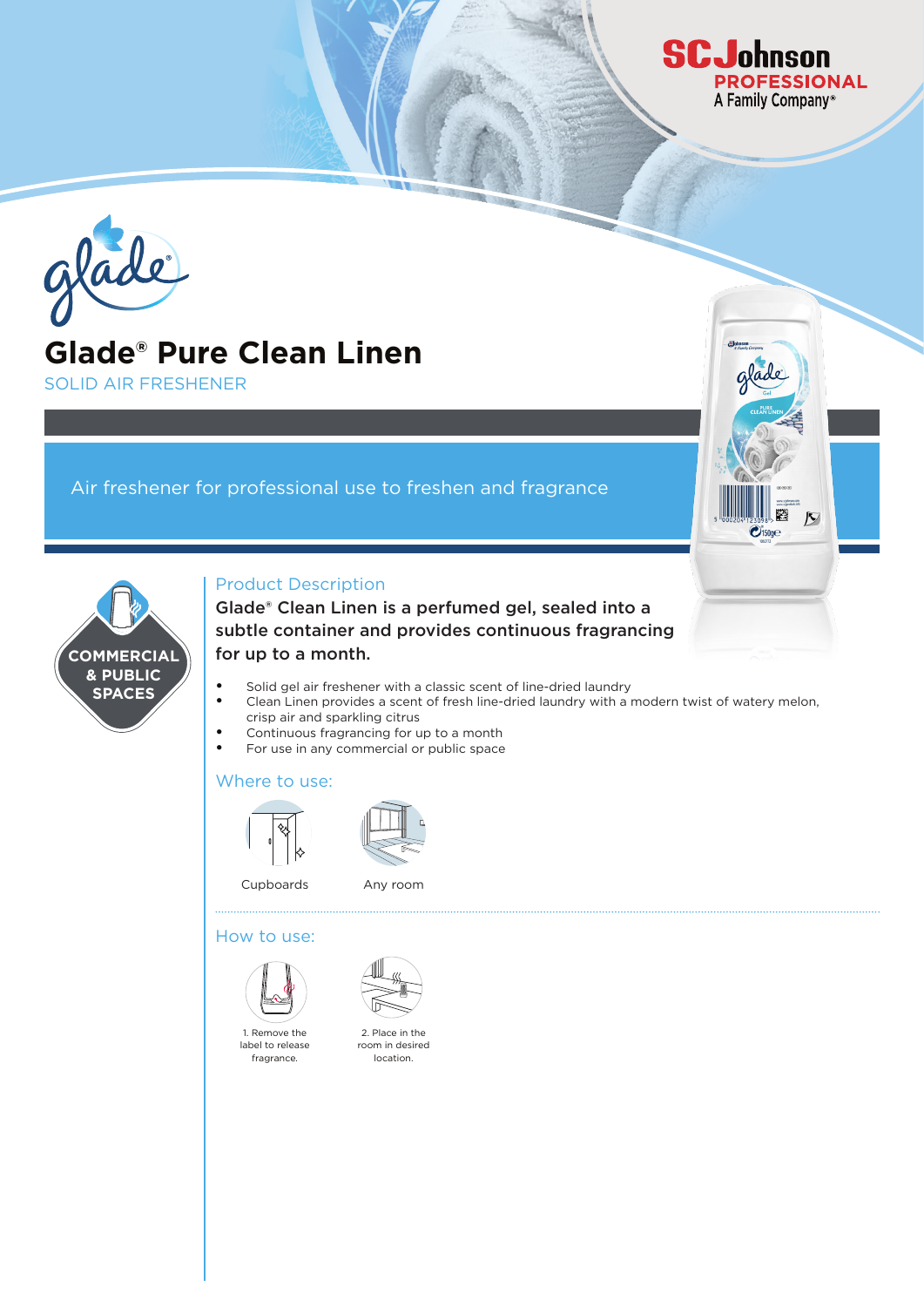SC Johnson PROFESSIONAL
A Family Company®

glade

# Glade® Pure Clean Linen

SOLID AIR FRESHENER

Air freshener for professional use to freshen and fragrance

COMMERCIAL & PUBLIC SPACES

## Product Description

**Glade® Clean Linen is a perfumed gel, sealed into a subtle container and provides continuous fragrancing for up to a month.**

- Solid gel air freshener with a classic scent of line-dried laundry
- Clean Linen provides a scent of fresh line-dried laundry with a modern twist of watery melon, crisp air and sparkling citrus
- Continuous fragrancing for up to a month
- For use in any commercial or public space

## Where to use:

Cupboards

Any room

## How to use:

1. Remove the label to release fragrance.

2. Place in the room in desired location.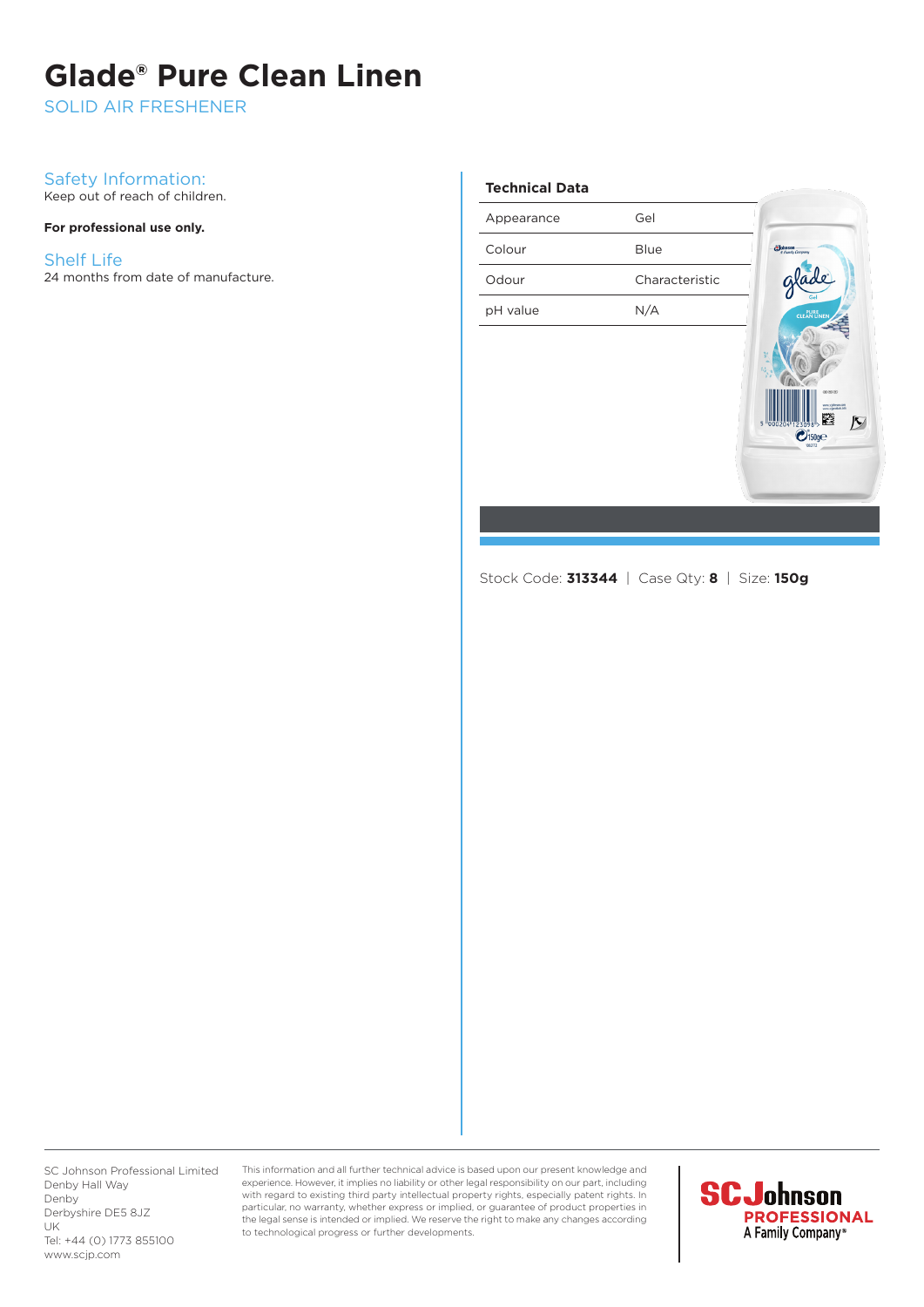# Glade® Pure Clean Linen

SOLID AIR FRESHENER

## Safety Information:

Keep out of reach of children.

**For professional use only.**

## Shelf Life

24 months from date of manufacture.

**Technical Data**

| | |
|---|---|
| Appearance | Gel |
| Colour | Blue |
| Odour | Characteristic |
| pH value | N/A |

Stock Code: **313344** | Case Qty: **8** | Size: **150g**

SC Johnson Professional Limited
Denby Hall Way
Denby
Derbyshire DE5 8JZ
UK
Tel: +44 (0) 1773 855100
www.scjp.com

This information and all further technical advice is based upon our present knowledge and experience. However, it implies no liability or other legal responsibility on our part, including with regard to existing third party intellectual property rights, especially patent rights. In particular, no warranty, whether express or implied, or guarantee of product properties in the legal sense is intended or implied. We reserve the right to make any changes according to technological progress or further developments.

SCJohnson PROFESSIONAL A Family Company®